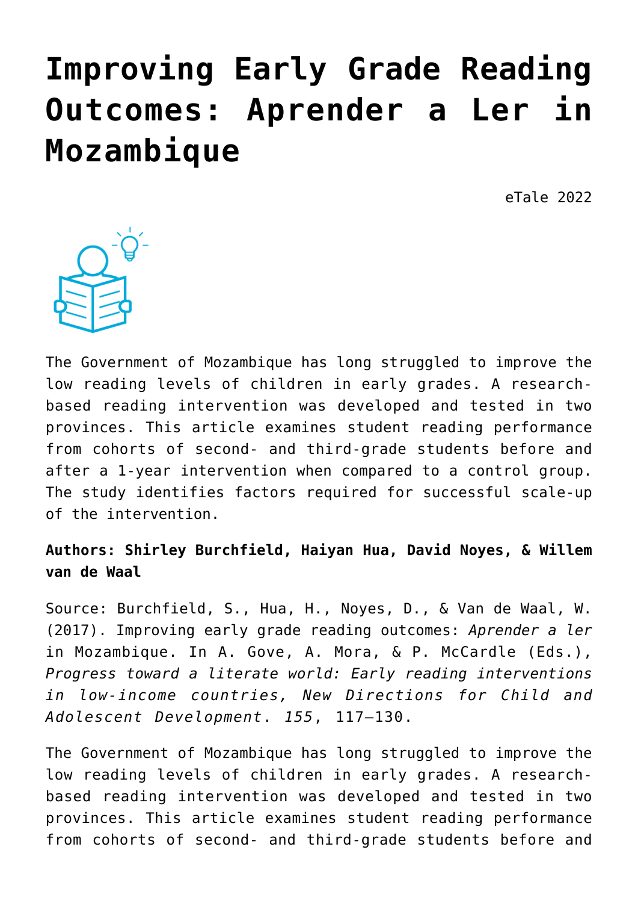# Improving Early Grade Reading Outcomes: Aprender a Ler in Mozambique

eTale 2022

The Government of Mozambique has long struggled to improve the low reading levels of children in early grades. A research-based reading intervention was developed and tested in two provinces. This article examines student reading performance from cohorts of second- and third-grade students before and after a 1-year intervention when compared to a control group. The study identifies factors required for successful scale-up of the intervention.

**Authors: Shirley Burchfield, Haiyan Hua, David Noyes, & Willem van de Waal**

Source: Burchfield, S., Hua, H., Noyes, D., & Van de Waal, W. (2017). Improving early grade reading outcomes: *Aprender a ler* in Mozambique. In A. Gove, A. Mora, & P. McCardle (Eds.), *Progress toward a literate world: Early reading interventions in low-income countries, New Directions for Child and Adolescent Development*. *155*, 117–130.

The Government of Mozambique has long struggled to improve the low reading levels of children in early grades. A research-based reading intervention was developed and tested in two provinces. This article examines student reading performance from cohorts of second- and third-grade students before and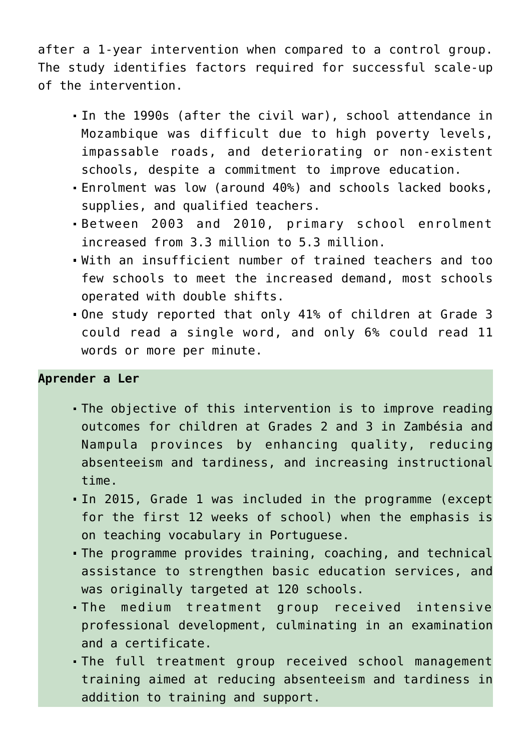after a 1-year intervention when compared to a control group. The study identifies factors required for successful scale-up of the intervention.

- In the 1990s (after the civil war), school attendance in Mozambique was difficult due to high poverty levels, impassable roads, and deteriorating or non-existent schools, despite a commitment to improve education.
- Enrolment was low (around 40%) and schools lacked books, supplies, and qualified teachers.
- Between 2003 and 2010, primary school enrolment increased from 3.3 million to 5.3 million.
- With an insufficient number of trained teachers and too few schools to meet the increased demand, most schools operated with double shifts.
- One study reported that only 41% of children at Grade 3 could read a single word, and only 6% could read 11 words or more per minute.

**Aprender a Ler**

- The objective of this intervention is to improve reading outcomes for children at Grades 2 and 3 in Zambésia and Nampula provinces by enhancing quality, reducing absenteeism and tardiness, and increasing instructional time.
- In 2015, Grade 1 was included in the programme (except for the first 12 weeks of school) when the emphasis is on teaching vocabulary in Portuguese.
- The programme provides training, coaching, and technical assistance to strengthen basic education services, and was originally targeted at 120 schools.
- The medium treatment group received intensive professional development, culminating in an examination and a certificate.
- The full treatment group received school management training aimed at reducing absenteeism and tardiness in addition to training and support.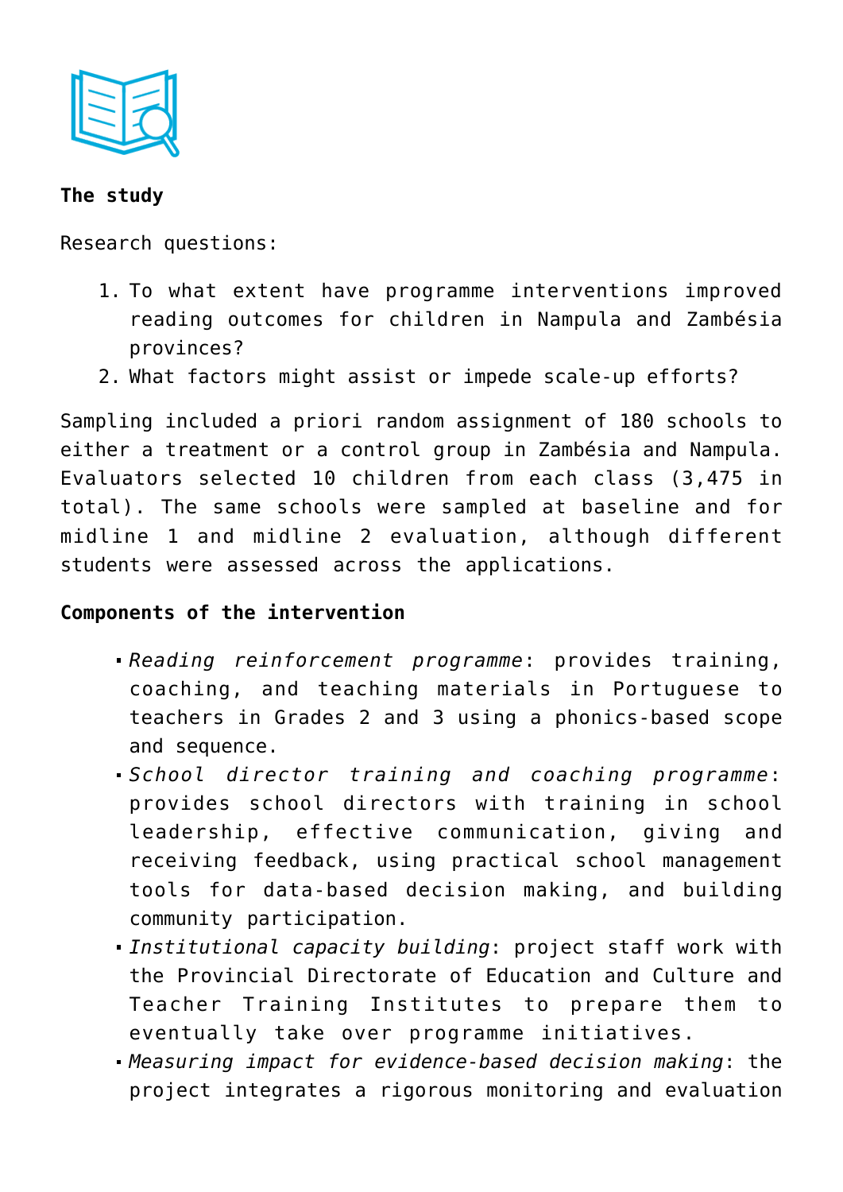**The study**

Research questions:

1. To what extent have programme interventions improved reading outcomes for children in Nampula and Zambésia provinces?
2. What factors might assist or impede scale-up efforts?

Sampling included a priori random assignment of 180 schools to either a treatment or a control group in Zambésia and Nampula. Evaluators selected 10 children from each class (3,475 in total). The same schools were sampled at baseline and for midline 1 and midline 2 evaluation, although different students were assessed across the applications.

**Components of the intervention**

- *Reading reinforcement programme*: provides training, coaching, and teaching materials in Portuguese to teachers in Grades 2 and 3 using a phonics-based scope and sequence.
- *School director training and coaching programme*: provides school directors with training in school leadership, effective communication, giving and receiving feedback, using practical school management tools for data-based decision making, and building community participation.
- *Institutional capacity building*: project staff work with the Provincial Directorate of Education and Culture and Teacher Training Institutes to prepare them to eventually take over programme initiatives.
- *Measuring impact for evidence-based decision making*: the project integrates a rigorous monitoring and evaluation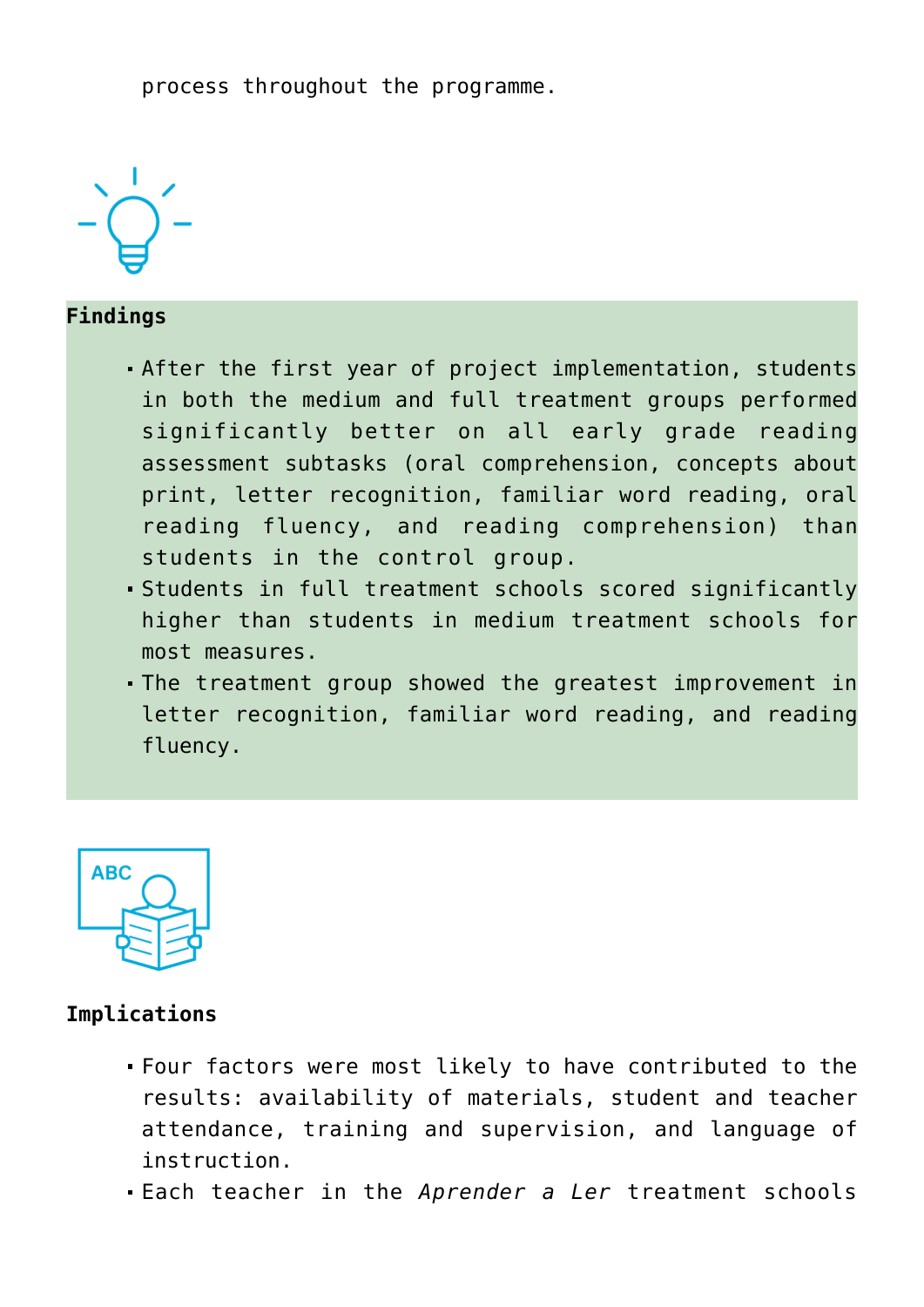process throughout the programme.

## Findings

- After the first year of project implementation, students in both the medium and full treatment groups performed significantly better on all early grade reading assessment subtasks (oral comprehension, concepts about print, letter recognition, familiar word reading, oral reading fluency, and reading comprehension) than students in the control group.
- Students in full treatment schools scored significantly higher than students in medium treatment schools for most measures.
- The treatment group showed the greatest improvement in letter recognition, familiar word reading, and reading fluency.

## Implications

- Four factors were most likely to have contributed to the results: availability of materials, student and teacher attendance, training and supervision, and language of instruction.
- Each teacher in the *Aprender a Ler* treatment schools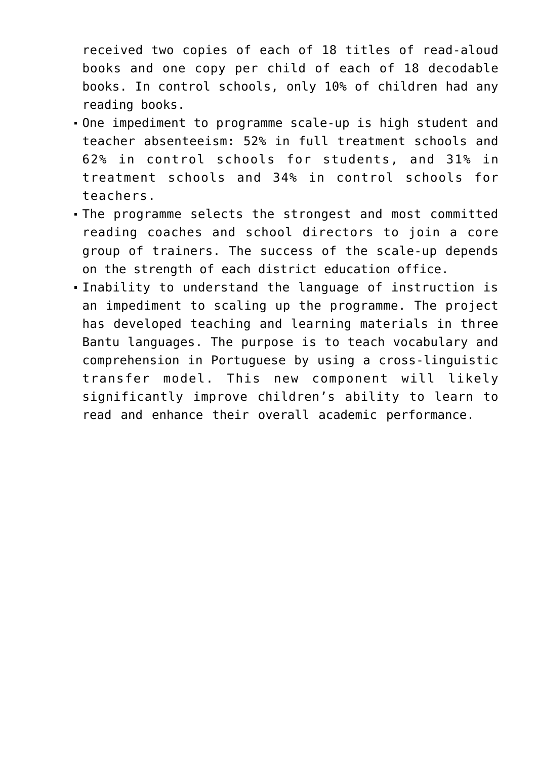received two copies of each of 18 titles of read-aloud books and one copy per child of each of 18 decodable books. In control schools, only 10% of children had any reading books.

- One impediment to programme scale-up is high student and teacher absenteeism: 52% in full treatment schools and 62% in control schools for students, and 31% in treatment schools and 34% in control schools for teachers.
- The programme selects the strongest and most committed reading coaches and school directors to join a core group of trainers. The success of the scale-up depends on the strength of each district education office.
- Inability to understand the language of instruction is an impediment to scaling up the programme. The project has developed teaching and learning materials in three Bantu languages. The purpose is to teach vocabulary and comprehension in Portuguese by using a cross-linguistic transfer model. This new component will likely significantly improve children's ability to learn to read and enhance their overall academic performance.